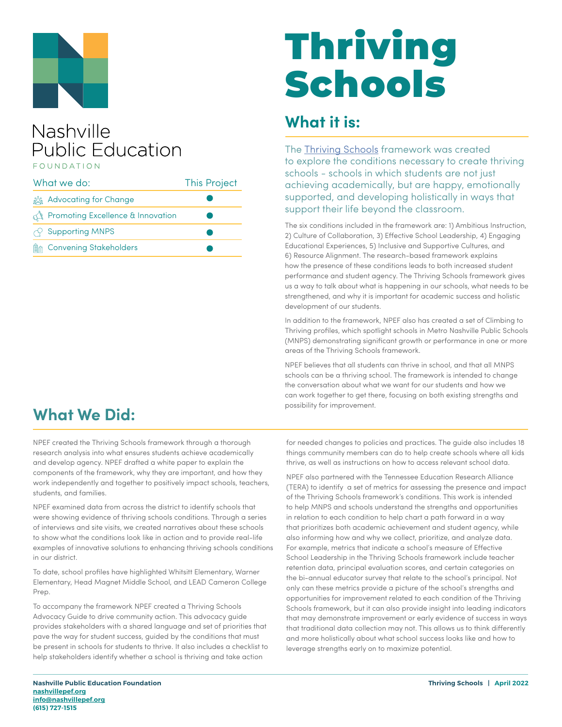Nashville Public Education Foundation

| What we do: | This Project |
| --- | --- |
| Advocating for Change | ● |
| Promoting Excellence & Innovation | ● |
| Supporting MNPS | ● |
| Convening Stakeholders | ● |

# Thriving Schools

## What it is:

The Thriving Schools framework was created to explore the conditions necessary to create thriving schools - schools in which students are not just achieving academically, but are happy, emotionally supported, and developing holistically in ways that support their life beyond the classroom.

The six conditions included in the framework are: 1) Ambitious Instruction, 2) Culture of Collaboration, 3) Effective School Leadership, 4) Engaging Educational Experiences, 5) Inclusive and Supportive Cultures, and 6) Resource Alignment. The research-based framework explains how the presence of these conditions leads to both increased student performance and student agency. The Thriving Schools framework gives us a way to talk about what is happening in our schools, what needs to be strengthened, and why it is important for academic success and holistic development of our students.

In addition to the framework, NPEF also has created a set of Climbing to Thriving profiles, which spotlight schools in Metro Nashville Public Schools (MNPS) demonstrating significant growth or performance in one or more areas of the Thriving Schools framework.

NPEF believes that all students can thrive in school, and that all MNPS schools can be a thriving school. The framework is intended to change the conversation about what we want for our students and how we can work together to get there, focusing on both existing strengths and possibility for improvement.

## What We Did:

NPEF created the Thriving Schools framework through a thorough research analysis into what ensures students achieve academically and develop agency. NPEF drafted a white paper to explain the components of the framework, why they are important, and how they work independently and together to positively impact schools, teachers, students, and families.

NPEF examined data from across the district to identify schools that were showing evidence of thriving schools conditions. Through a series of interviews and site visits, we created narratives about these schools to show what the conditions look like in action and to provide real-life examples of innovative solutions to enhancing thriving schools conditions in our district.

To date, school profiles have highlighted Whitsitt Elementary, Warner Elementary, Head Magnet Middle School, and LEAD Cameron College Prep.

To accompany the framework NPEF created a Thriving Schools Advocacy Guide to drive community action. This advocacy guide provides stakeholders with a shared language and set of priorities that pave the way for student success, guided by the conditions that must be present in schools for students to thrive. It also includes a checklist to help stakeholders identify whether a school is thriving and take action for needed changes to policies and practices. The guide also includes 18 things community members can do to help create schools where all kids thrive, as well as instructions on how to access relevant school data.

NPEF also partnered with the Tennessee Education Research Alliance (TERA) to identify a set of metrics for assessing the presence and impact of the Thriving Schools framework's conditions. This work is intended to help MNPS and schools understand the strengths and opportunities in relation to each condition to help chart a path forward in a way that prioritizes both academic achievement and student agency, while also informing how and why we collect, prioritize, and analyze data. For example, metrics that indicate a school's measure of Effective School Leadership in the Thriving Schools framework include teacher retention data, principal evaluation scores, and certain categories on the bi-annual educator survey that relate to the school's principal. Not only can these metrics provide a picture of the school's strengths and opportunities for improvement related to each condition of the Thriving Schools framework, but it can also provide insight into leading indicators that may demonstrate improvement or early evidence of success in ways that traditional data collection may not. This allows us to think differently and more holistically about what school success looks like and how to leverage strengths early on to maximize potential.

**Nashville Public Education Foundation**
nashvillepef.org
info@nashvillepef.org
(615) 727-1515

**Thriving Schools | April 2022**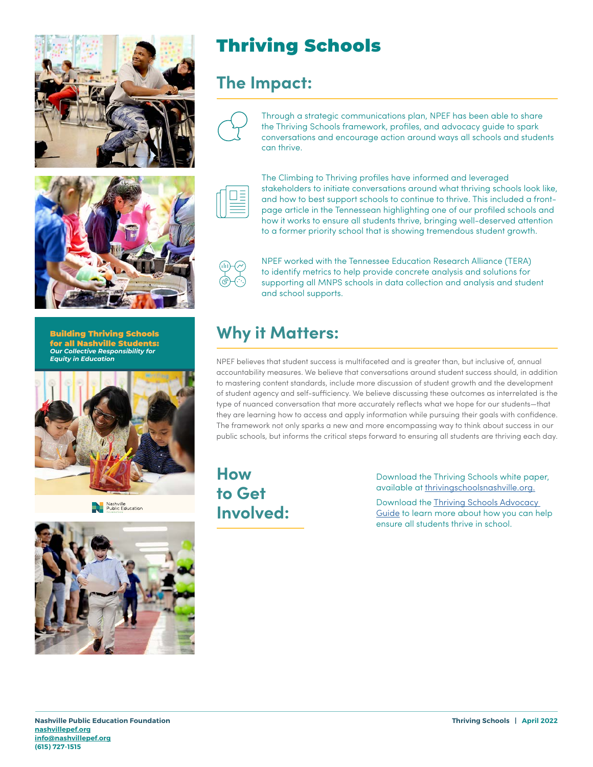# Thriving Schools

## The Impact:

Through a strategic communications plan, NPEF has been able to share the Thriving Schools framework, profiles, and advocacy guide to spark conversations and encourage action around ways all schools and students can thrive.

The Climbing to Thriving profiles have informed and leveraged stakeholders to initiate conversations around what thriving schools look like, and how to best support schools to continue to thrive. This included a front-page article in the Tennessean highlighting one of our profiled schools and how it works to ensure all students thrive, bringing well-deserved attention to a former priority school that is showing tremendous student growth.

NPEF worked with the Tennessee Education Research Alliance (TERA) to identify metrics to help provide concrete analysis and solutions for supporting all MNPS schools in data collection and analysis and student and school supports.

**Building Thriving Schools for all Nashville Students:** *Our Collective Responsibility for Equity in Education*

Nashville Public Education

## Why it Matters:

NPEF believes that student success is multifaceted and is greater than, but inclusive of, annual accountability measures. We believe that conversations around student success should, in addition to mastering content standards, include more discussion of student growth and the development of student agency and self-sufficiency. We believe discussing these outcomes as interrelated is the type of nuanced conversation that more accurately reflects what we hope for our students—that they are learning how to access and apply information while pursuing their goals with confidence. The framework not only sparks a new and more encompassing way to think about success in our public schools, but informs the critical steps forward to ensuring all students are thriving each day.

## How to Get Involved:

Download the Thriving Schools white paper, available at thrivingschoolsnashville.org.

Download the Thriving Schools Advocacy Guide to learn more about how you can help ensure all students thrive in school.

**Nashville Public Education Foundation**
nashvillepef.org
info@nashvillepef.org
(615) 727-1515

**Thriving Schools | April 2022**